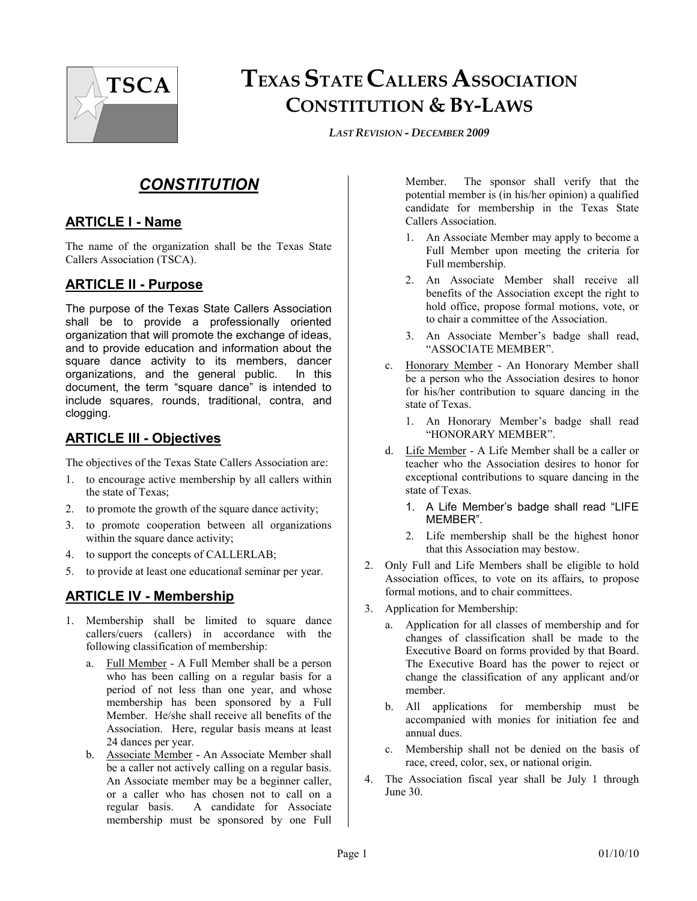# TEXAS STATE CALLERS ASSOCIATION CONSTITUTION & BY-LAWS

*LAST REVISION - DECEMBER 2009*

## *CONSTITUTION*

### ARTICLE I - Name

The name of the organization shall be the Texas State Callers Association (TSCA).

### ARTICLE II - Purpose

The purpose of the Texas State Callers Association shall be to provide a professionally oriented organization that will promote the exchange of ideas, and to provide education and information about the square dance activity to its members, dancer organizations, and the general public. In this document, the term "square dance" is intended to include squares, rounds, traditional, contra, and clogging.

### ARTICLE III - Objectives

The objectives of the Texas State Callers Association are:

1. to encourage active membership by all callers within the state of Texas;
2. to promote the growth of the square dance activity;
3. to promote cooperation between all organizations within the square dance activity;
4. to support the concepts of CALLERLAB;
5. to provide at least one educational seminar per year.

### ARTICLE IV - Membership

1. Membership shall be limited to square dance callers/cuers (callers) in accordance with the following classification of membership:
   a. Full Member - A Full Member shall be a person who has been calling on a regular basis for a period of not less than one year, and whose membership has been sponsored by a Full Member. He/she shall receive all benefits of the Association. Here, regular basis means at least 24 dances per year.
   b. Associate Member - An Associate Member shall be a caller not actively calling on a regular basis. An Associate member may be a beginner caller, or a caller who has chosen not to call on a regular basis. A candidate for Associate membership must be sponsored by one Full Member. The sponsor shall verify that the potential member is (in his/her opinion) a qualified candidate for membership in the Texas State Callers Association.
      1. An Associate Member may apply to become a Full Member upon meeting the criteria for Full membership.
      2. An Associate Member shall receive all benefits of the Association except the right to hold office, propose formal motions, vote, or to chair a committee of the Association.
      3. An Associate Member's badge shall read, "ASSOCIATE MEMBER".
   c. Honorary Member - An Honorary Member shall be a person who the Association desires to honor for his/her contribution to square dancing in the state of Texas.
      1. An Honorary Member's badge shall read "HONORARY MEMBER".
   d. Life Member - A Life Member shall be a caller or teacher who the Association desires to honor for exceptional contributions to square dancing in the state of Texas.
      1. A Life Member's badge shall read "LIFE MEMBER".
      2. Life membership shall be the highest honor that this Association may bestow.
2. Only Full and Life Members shall be eligible to hold Association offices, to vote on its affairs, to propose formal motions, and to chair committees.
3. Application for Membership:
   a. Application for all classes of membership and for changes of classification shall be made to the Executive Board on forms provided by that Board. The Executive Board has the power to reject or change the classification of any applicant and/or member.
   b. All applications for membership must be accompanied with monies for initiation fee and annual dues.
   c. Membership shall not be denied on the basis of race, creed, color, sex, or national origin.
4. The Association fiscal year shall be July 1 through June 30.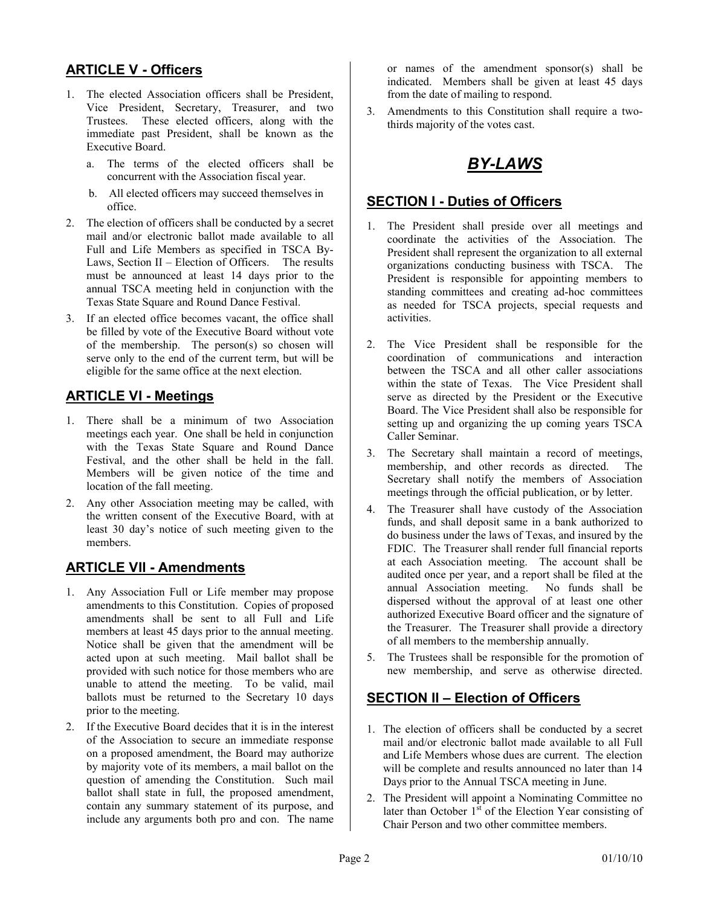## ARTICLE V - Officers

1. The elected Association officers shall be President, Vice President, Secretary, Treasurer, and two Trustees. These elected officers, along with the immediate past President, shall be known as the Executive Board.
   a. The terms of the elected officers shall be concurrent with the Association fiscal year.
   b. All elected officers may succeed themselves in office.
2. The election of officers shall be conducted by a secret mail and/or electronic ballot made available to all Full and Life Members as specified in TSCA By-Laws, Section II – Election of Officers. The results must be announced at least 14 days prior to the annual TSCA meeting held in conjunction with the Texas State Square and Round Dance Festival.
3. If an elected office becomes vacant, the office shall be filled by vote of the Executive Board without vote of the membership. The person(s) so chosen will serve only to the end of the current term, but will be eligible for the same office at the next election.

## ARTICLE VI - Meetings

1. There shall be a minimum of two Association meetings each year. One shall be held in conjunction with the Texas State Square and Round Dance Festival, and the other shall be held in the fall. Members will be given notice of the time and location of the fall meeting.
2. Any other Association meeting may be called, with the written consent of the Executive Board, with at least 30 day's notice of such meeting given to the members.

## ARTICLE VII - Amendments

1. Any Association Full or Life member may propose amendments to this Constitution. Copies of proposed amendments shall be sent to all Full and Life members at least 45 days prior to the annual meeting. Notice shall be given that the amendment will be acted upon at such meeting. Mail ballot shall be provided with such notice for those members who are unable to attend the meeting. To be valid, mail ballots must be returned to the Secretary 10 days prior to the meeting.
2. If the Executive Board decides that it is in the interest of the Association to secure an immediate response on a proposed amendment, the Board may authorize by majority vote of its members, a mail ballot on the question of amending the Constitution. Such mail ballot shall state in full, the proposed amendment, contain any summary statement of its purpose, and include any arguments both pro and con. The name or names of the amendment sponsor(s) shall be indicated. Members shall be given at least 45 days from the date of mailing to respond.
3. Amendments to this Constitution shall require a two-thirds majority of the votes cast.

# *BY-LAWS*

## SECTION I - Duties of Officers

1. The President shall preside over all meetings and coordinate the activities of the Association. The President shall represent the organization to all external organizations conducting business with TSCA. The President is responsible for appointing members to standing committees and creating ad-hoc committees as needed for TSCA projects, special requests and activities.
2. The Vice President shall be responsible for the coordination of communications and interaction between the TSCA and all other caller associations within the state of Texas. The Vice President shall serve as directed by the President or the Executive Board. The Vice President shall also be responsible for setting up and organizing the up coming years TSCA Caller Seminar.
3. The Secretary shall maintain a record of meetings, membership, and other records as directed. The Secretary shall notify the members of Association meetings through the official publication, or by letter.
4. The Treasurer shall have custody of the Association funds, and shall deposit same in a bank authorized to do business under the laws of Texas, and insured by the FDIC. The Treasurer shall render full financial reports at each Association meeting. The account shall be audited once per year, and a report shall be filed at the annual Association meeting. No funds shall be dispersed without the approval of at least one other authorized Executive Board officer and the signature of the Treasurer. The Treasurer shall provide a directory of all members to the membership annually.
5. The Trustees shall be responsible for the promotion of new membership, and serve as otherwise directed.

## SECTION II – Election of Officers

1. The election of officers shall be conducted by a secret mail and/or electronic ballot made available to all Full and Life Members whose dues are current. The election will be complete and results announced no later than 14 Days prior to the Annual TSCA meeting in June.
2. The President will appoint a Nominating Committee no later than October 1st of the Election Year consisting of Chair Person and two other committee members.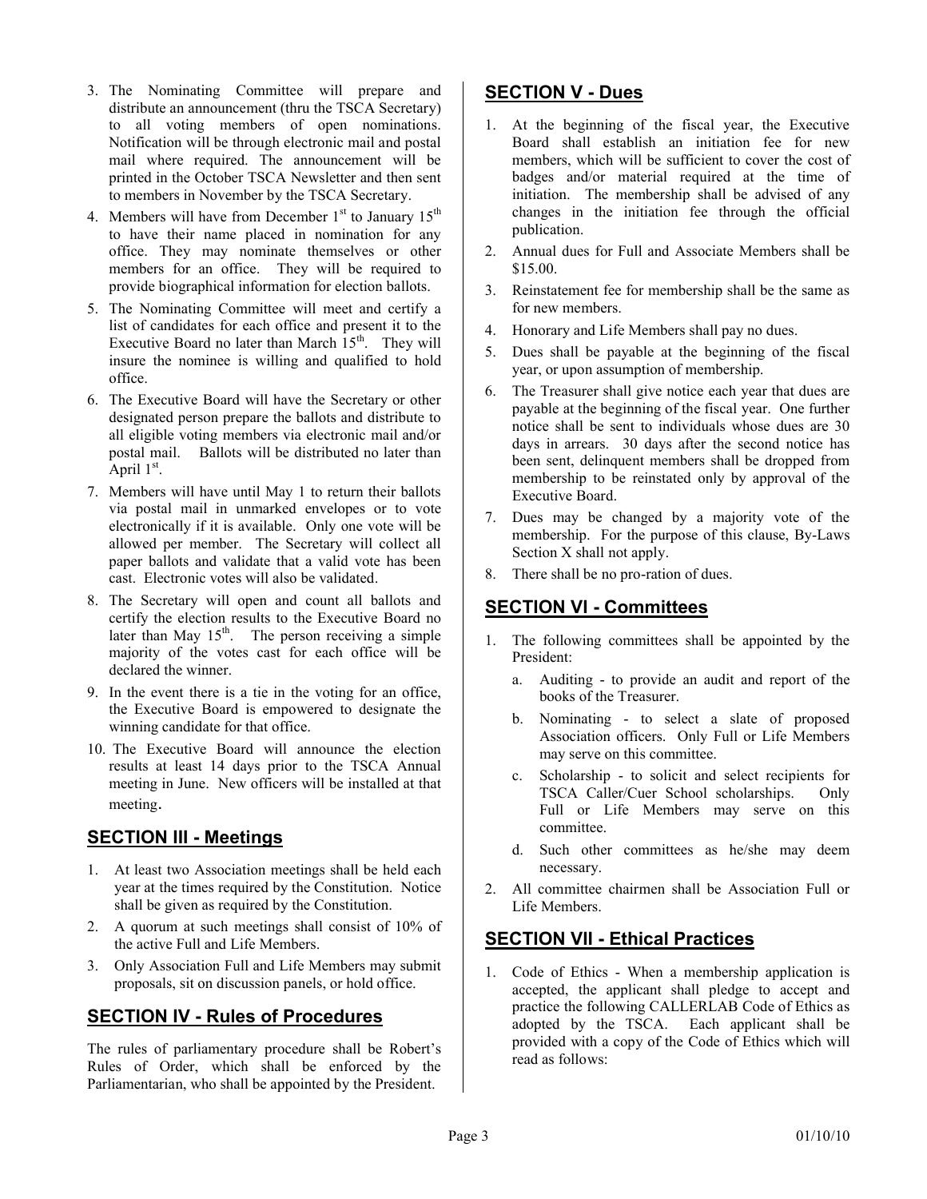3. The Nominating Committee will prepare and distribute an announcement (thru the TSCA Secretary) to all voting members of open nominations. Notification will be through electronic mail and postal mail where required. The announcement will be printed in the October TSCA Newsletter and then sent to members in November by the TSCA Secretary.
4. Members will have from December 1st to January 15th to have their name placed in nomination for any office. They may nominate themselves or other members for an office. They will be required to provide biographical information for election ballots.
5. The Nominating Committee will meet and certify a list of candidates for each office and present it to the Executive Board no later than March 15th. They will insure the nominee is willing and qualified to hold office.
6. The Executive Board will have the Secretary or other designated person prepare the ballots and distribute to all eligible voting members via electronic mail and/or postal mail. Ballots will be distributed no later than April 1st.
7. Members will have until May 1 to return their ballots via postal mail in unmarked envelopes or to vote electronically if it is available. Only one vote will be allowed per member. The Secretary will collect all paper ballots and validate that a valid vote has been cast. Electronic votes will also be validated.
8. The Secretary will open and count all ballots and certify the election results to the Executive Board no later than May 15th. The person receiving a simple majority of the votes cast for each office will be declared the winner.
9. In the event there is a tie in the voting for an office, the Executive Board is empowered to designate the winning candidate for that office.
10. The Executive Board will announce the election results at least 14 days prior to the TSCA Annual meeting in June. New officers will be installed at that meeting.

## SECTION III - Meetings

1. At least two Association meetings shall be held each year at the times required by the Constitution. Notice shall be given as required by the Constitution.
2. A quorum at such meetings shall consist of 10% of the active Full and Life Members.
3. Only Association Full and Life Members may submit proposals, sit on discussion panels, or hold office.

## SECTION IV - Rules of Procedures

The rules of parliamentary procedure shall be Robert's Rules of Order, which shall be enforced by the Parliamentarian, who shall be appointed by the President.

## SECTION V - Dues

1. At the beginning of the fiscal year, the Executive Board shall establish an initiation fee for new members, which will be sufficient to cover the cost of badges and/or material required at the time of initiation. The membership shall be advised of any changes in the initiation fee through the official publication.
2. Annual dues for Full and Associate Members shall be $15.00.
3. Reinstatement fee for membership shall be the same as for new members.
4. Honorary and Life Members shall pay no dues.
5. Dues shall be payable at the beginning of the fiscal year, or upon assumption of membership.
6. The Treasurer shall give notice each year that dues are payable at the beginning of the fiscal year. One further notice shall be sent to individuals whose dues are 30 days in arrears. 30 days after the second notice has been sent, delinquent members shall be dropped from membership to be reinstated only by approval of the Executive Board.
7. Dues may be changed by a majority vote of the membership. For the purpose of this clause, By-Laws Section X shall not apply.
8. There shall be no pro-ration of dues.

## SECTION VI - Committees

1. The following committees shall be appointed by the President:
   a. Auditing - to provide an audit and report of the books of the Treasurer.
   b. Nominating - to select a slate of proposed Association officers. Only Full or Life Members may serve on this committee.
   c. Scholarship - to solicit and select recipients for TSCA Caller/Cuer School scholarships. Only Full or Life Members may serve on this committee.
   d. Such other committees as he/she may deem necessary.
2. All committee chairmen shall be Association Full or Life Members.

## SECTION VII - Ethical Practices

1. Code of Ethics - When a membership application is accepted, the applicant shall pledge to accept and practice the following CALLERLAB Code of Ethics as adopted by the TSCA. Each applicant shall be provided with a copy of the Code of Ethics which will read as follows: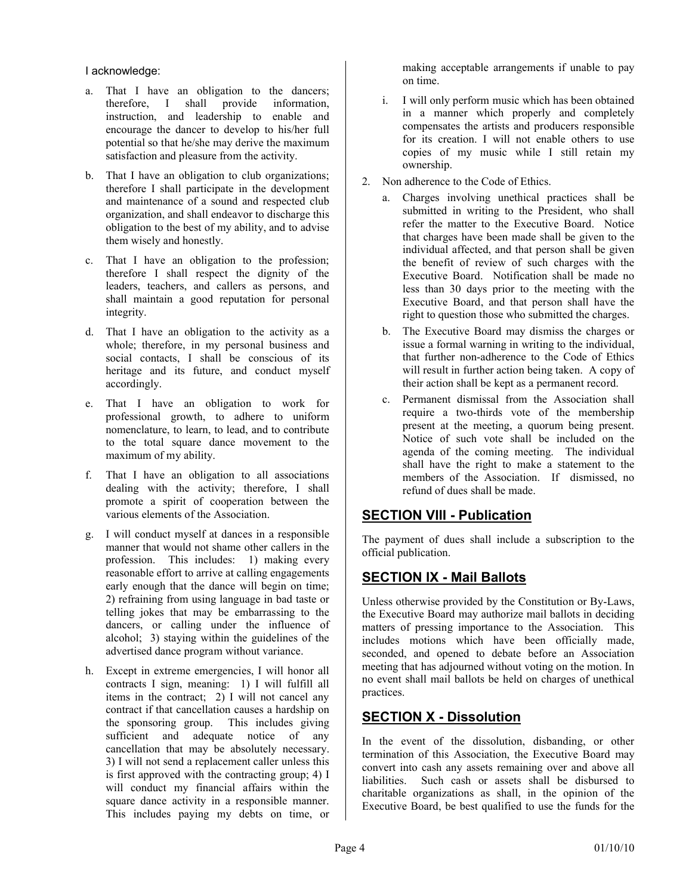I acknowledge:

a. That I have an obligation to the dancers; therefore, I shall provide information, instruction, and leadership to enable and encourage the dancer to develop to his/her full potential so that he/she may derive the maximum satisfaction and pleasure from the activity.

b. That I have an obligation to club organizations; therefore I shall participate in the development and maintenance of a sound and respected club organization, and shall endeavor to discharge this obligation to the best of my ability, and to advise them wisely and honestly.

c. That I have an obligation to the profession; therefore I shall respect the dignity of the leaders, teachers, and callers as persons, and shall maintain a good reputation for personal integrity.

d. That I have an obligation to the activity as a whole; therefore, in my personal business and social contacts, I shall be conscious of its heritage and its future, and conduct myself accordingly.

e. That I have an obligation to work for professional growth, to adhere to uniform nomenclature, to learn, to lead, and to contribute to the total square dance movement to the maximum of my ability.

f. That I have an obligation to all associations dealing with the activity; therefore, I shall promote a spirit of cooperation between the various elements of the Association.

g. I will conduct myself at dances in a responsible manner that would not shame other callers in the profession. This includes: 1) making every reasonable effort to arrive at calling engagements early enough that the dance will begin on time; 2) refraining from using language in bad taste or telling jokes that may be embarrassing to the dancers, or calling under the influence of alcohol; 3) staying within the guidelines of the advertised dance program without variance.

h. Except in extreme emergencies, I will honor all contracts I sign, meaning: 1) I will fulfill all items in the contract; 2) I will not cancel any contract if that cancellation causes a hardship on the sponsoring group. This includes giving sufficient and adequate notice of any cancellation that may be absolutely necessary. 3) I will not send a replacement caller unless this is first approved with the contracting group; 4) I will conduct my financial affairs within the square dance activity in a responsible manner. This includes paying my debts on time, or making acceptable arrangements if unable to pay on time.

i. I will only perform music which has been obtained in a manner which properly and completely compensates the artists and producers responsible for its creation. I will not enable others to use copies of my music while I still retain my ownership.

2. Non adherence to the Code of Ethics.

   a. Charges involving unethical practices shall be submitted in writing to the President, who shall refer the matter to the Executive Board. Notice that charges have been made shall be given to the individual affected, and that person shall be given the benefit of review of such charges with the Executive Board. Notification shall be made no less than 30 days prior to the meeting with the Executive Board, and that person shall have the right to question those who submitted the charges.

   b. The Executive Board may dismiss the charges or issue a formal warning in writing to the individual, that further non-adherence to the Code of Ethics will result in further action being taken. A copy of their action shall be kept as a permanent record.

   c. Permanent dismissal from the Association shall require a two-thirds vote of the membership present at the meeting, a quorum being present. Notice of such vote shall be included on the agenda of the coming meeting. The individual shall have the right to make a statement to the members of the Association. If dismissed, no refund of dues shall be made.

## SECTION VIII - Publication

The payment of dues shall include a subscription to the official publication.

## SECTION IX - Mail Ballots

Unless otherwise provided by the Constitution or By-Laws, the Executive Board may authorize mail ballots in deciding matters of pressing importance to the Association. This includes motions which have been officially made, seconded, and opened to debate before an Association meeting that has adjourned without voting on the motion. In no event shall mail ballots be held on charges of unethical practices.

## SECTION X - Dissolution

In the event of the dissolution, disbanding, or other termination of this Association, the Executive Board may convert into cash any assets remaining over and above all liabilities. Such cash or assets shall be disbursed to charitable organizations as shall, in the opinion of the Executive Board, be best qualified to use the funds for the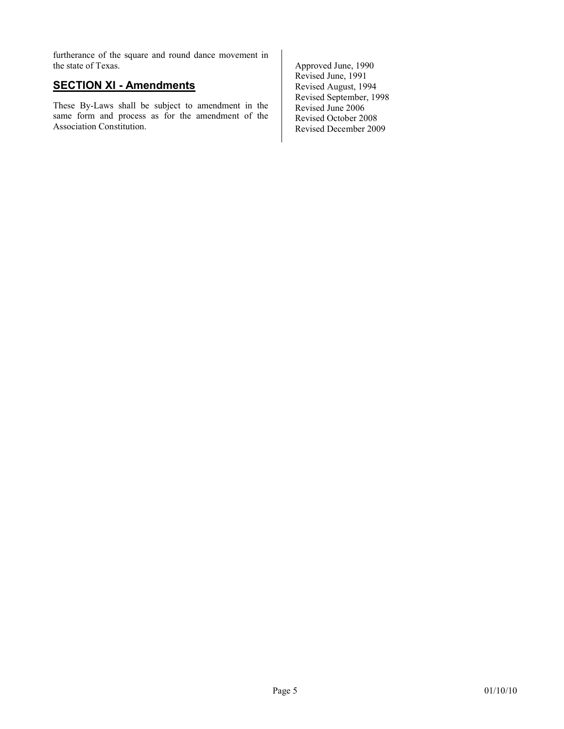furtherance of the square and round dance movement in the state of Texas.

## SECTION XI - Amendments

These By-Laws shall be subject to amendment in the same form and process as for the amendment of the Association Constitution.

Approved June, 1990
Revised June, 1991
Revised August, 1994
Revised September, 1998
Revised June 2006
Revised October 2008
Revised December 2009